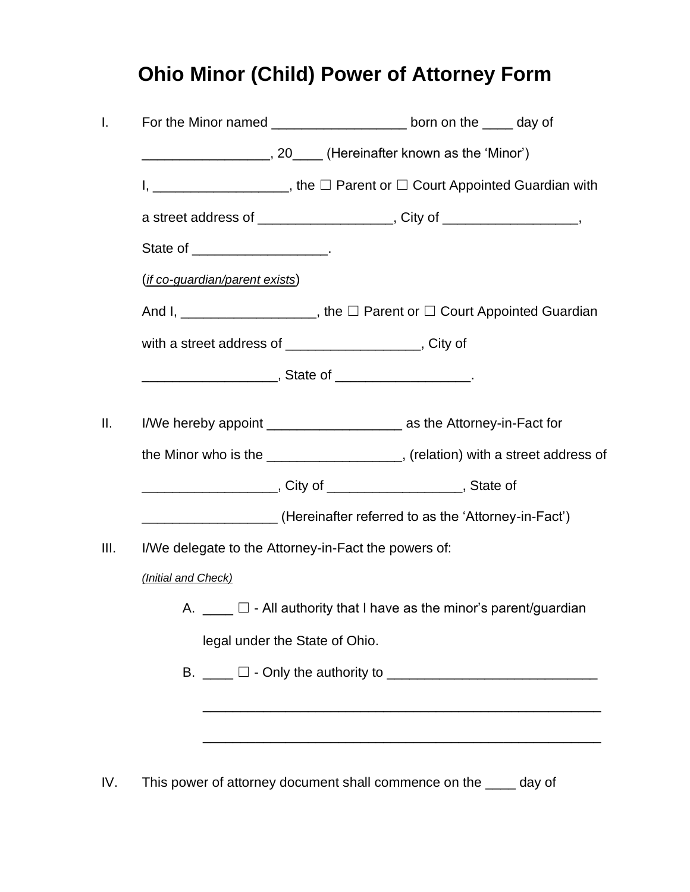# Ohio Minor (Child) Power of Attorney Form

I. For the Minor named __________________ born on the ____ day of _________________, 20____ (Hereinafter known as the 'Minor')

I, __________________, the ☐ Parent or ☐ Court Appointed Guardian with a street address of __________________, City of __________________, State of __________________.

(*if co-guardian/parent exists*)

And I, __________________, the ☐ Parent or ☐ Court Appointed Guardian with a street address of __________________, City of __________________, State of __________________.

II. I/We hereby appoint __________________ as the Attorney-in-Fact for the Minor who is the __________________, (relation) with a street address of __________________, City of __________________, State of __________________ (Hereinafter referred to as the 'Attorney-in-Fact')

III. I/We delegate to the Attorney-in-Fact the powers of:

*(Initial and Check)*

A. ____ ☐ - All authority that I have as the minor's parent/guardian legal under the State of Ohio.

B. ____ ☐ - Only the authority to ____________________________
_______________________________________________________
_______________________________________________________

IV. This power of attorney document shall commence on the ____ day of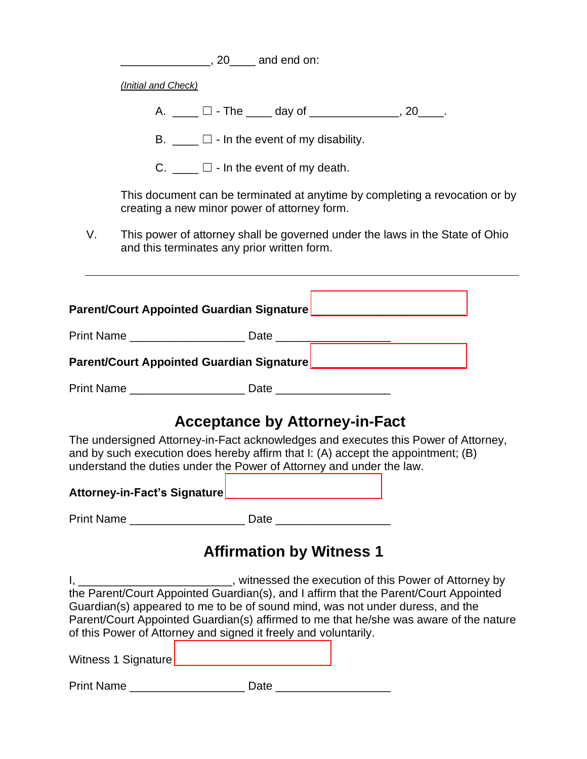______________, 20____ and end on:

*(Initial and Check)*

A. ____ ☐ - The ____ day of ______________, 20____.

B. ____ ☐ - In the event of my disability.

C. ____ ☐ - In the event of my death.

This document can be terminated at anytime by completing a revocation or by creating a new minor power of attorney form.

V. This power of attorney shall be governed under the laws in the State of Ohio and this terminates any prior written form.

---

**Parent/Court Appointed Guardian Signature** ________________________

Print Name __________________ Date __________________

**Parent/Court Appointed Guardian Signature** ________________________

Print Name __________________ Date __________________

## Acceptance by Attorney-in-Fact

The undersigned Attorney-in-Fact acknowledges and executes this Power of Attorney, and by such execution does hereby affirm that I: (A) accept the appointment; (B) understand the duties under the Power of Attorney and under the law.

**Attorney-in-Fact's Signature** ________________________

Print Name __________________ Date __________________

## Affirmation by Witness 1

I, ________________________, witnessed the execution of this Power of Attorney by the Parent/Court Appointed Guardian(s), and I affirm that the Parent/Court Appointed Guardian(s) appeared to me to be of sound mind, was not under duress, and the Parent/Court Appointed Guardian(s) affirmed to me that he/she was aware of the nature of this Power of Attorney and signed it freely and voluntarily.

Witness 1 Signature ________________________

Print Name __________________ Date __________________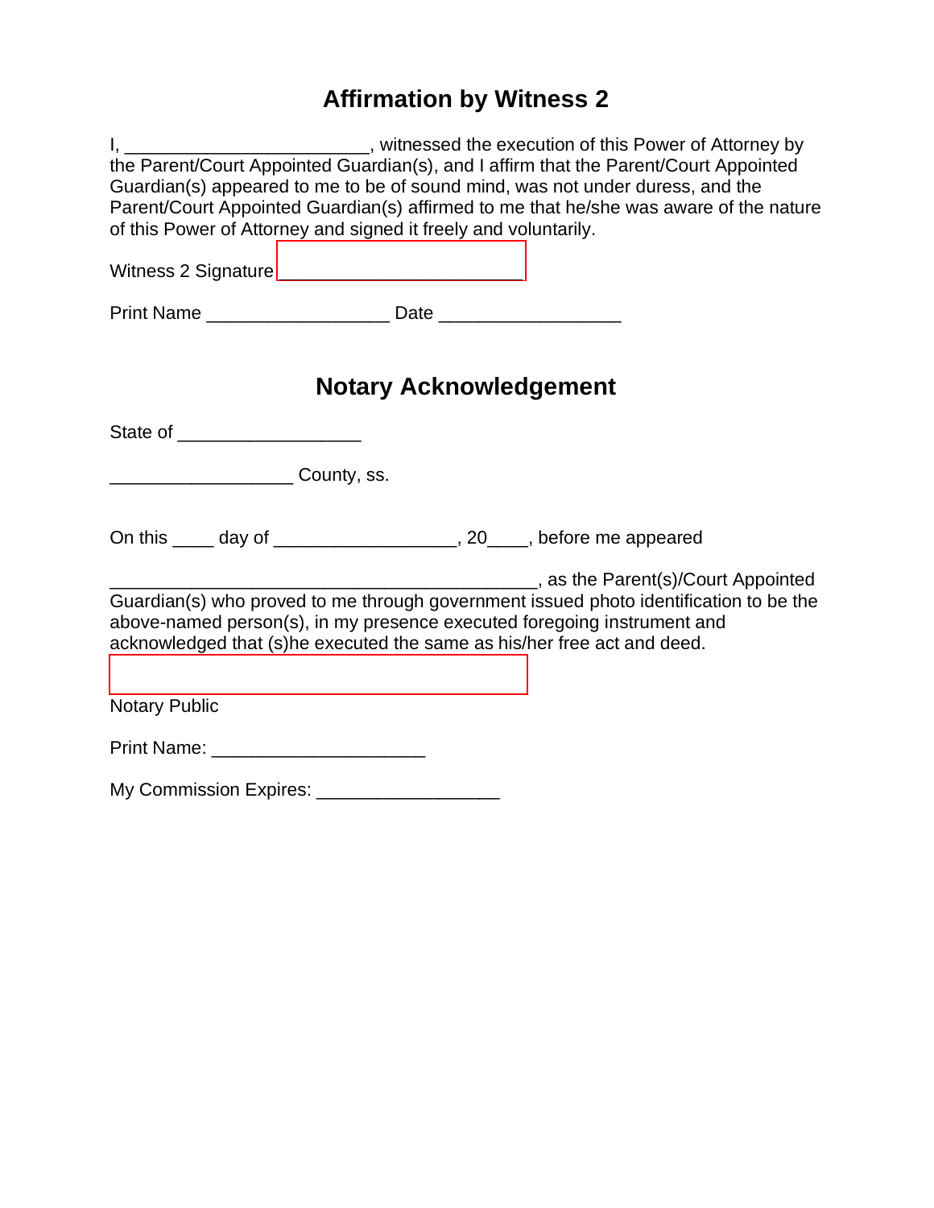## Affirmation by Witness 2

I, ________________________, witnessed the execution of this Power of Attorney by the Parent/Court Appointed Guardian(s), and I affirm that the Parent/Court Appointed Guardian(s) appeared to me to be of sound mind, was not under duress, and the Parent/Court Appointed Guardian(s) affirmed to me that he/she was aware of the nature of this Power of Attorney and signed it freely and voluntarily.

Witness 2 Signature

Print Name __________________ Date __________________

## Notary Acknowledgement

State of __________________

__________________ County, ss.

On this ____ day of __________________, 20____, before me appeared

__________________________________________, as the Parent(s)/Court Appointed Guardian(s) who proved to me through government issued photo identification to be the above-named person(s), in my presence executed foregoing instrument and acknowledged that (s)he executed the same as his/her free act and deed.

Notary Public

Print Name: _____________________

My Commission Expires: __________________